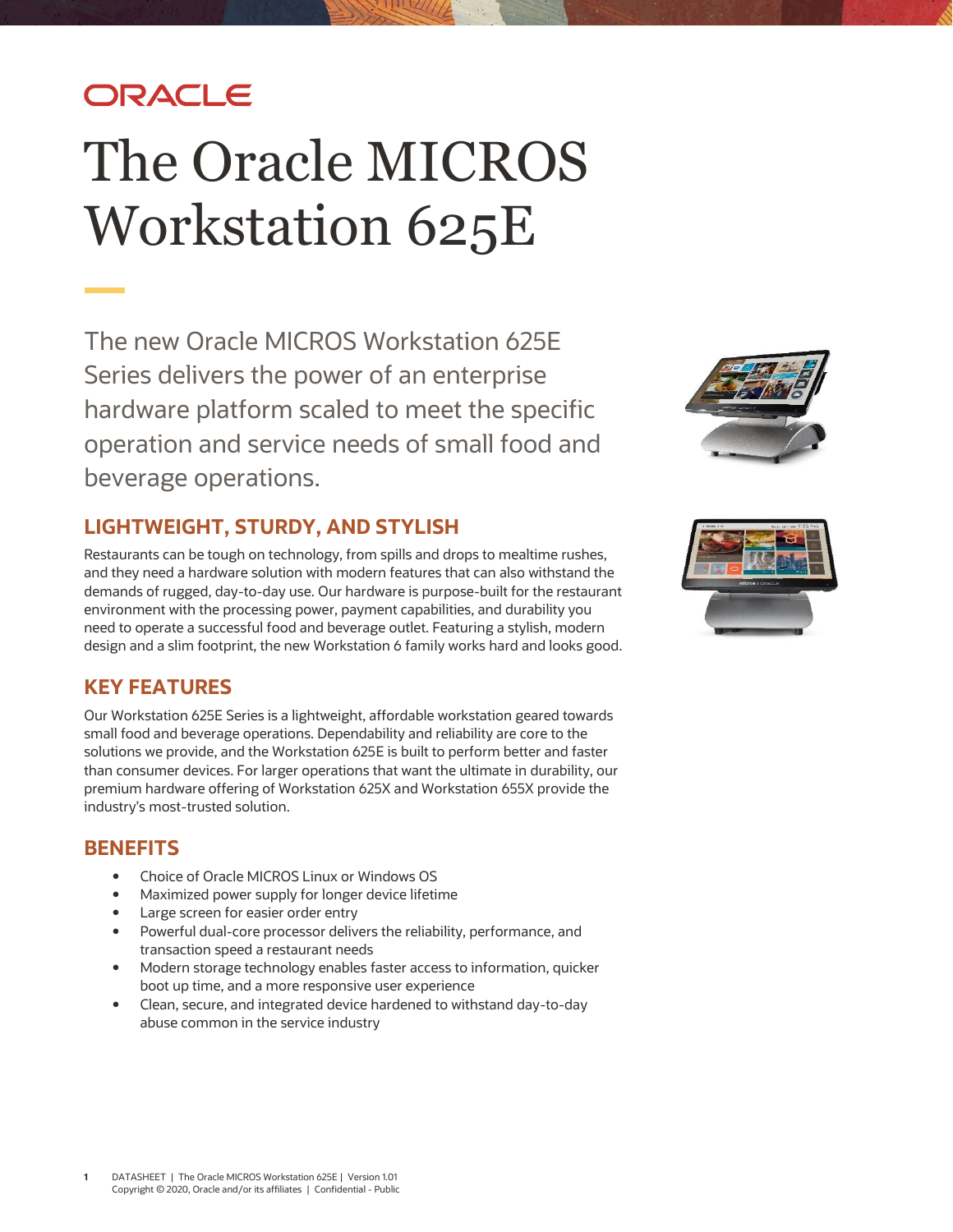ORACLE

# The Oracle MICROS Workstation 625E

The new Oracle MICROS Workstation 625E Series delivers the power of an enterprise hardware platform scaled to meet the specific operation and service needs of small food and beverage operations.

## LIGHTWEIGHT, STURDY, AND STYLISH

Restaurants can be tough on technology, from spills and drops to mealtime rushes, and they need a hardware solution with modern features that can also withstand the demands of rugged, day-to-day use. Our hardware is purpose-built for the restaurant environment with the processing power, payment capabilities, and durability you need to operate a successful food and beverage outlet. Featuring a stylish, modern design and a slim footprint, the new Workstation 6 family works hard and looks good.

## KEY FEATURES

Our Workstation 625E Series is a lightweight, affordable workstation geared towards small food and beverage operations. Dependability and reliability are core to the solutions we provide, and the Workstation 625E is built to perform better and faster than consumer devices. For larger operations that want the ultimate in durability, our premium hardware offering of Workstation 625X and Workstation 655X provide the industry's most-trusted solution.

## BENEFITS

- Choice of Oracle MICROS Linux or Windows OS
- Maximized power supply for longer device lifetime
- Large screen for easier order entry
- Powerful dual-core processor delivers the reliability, performance, and transaction speed a restaurant needs
- Modern storage technology enables faster access to information, quicker boot up time, and a more responsive user experience
- Clean, secure, and integrated device hardened to withstand day-to-day abuse common in the service industry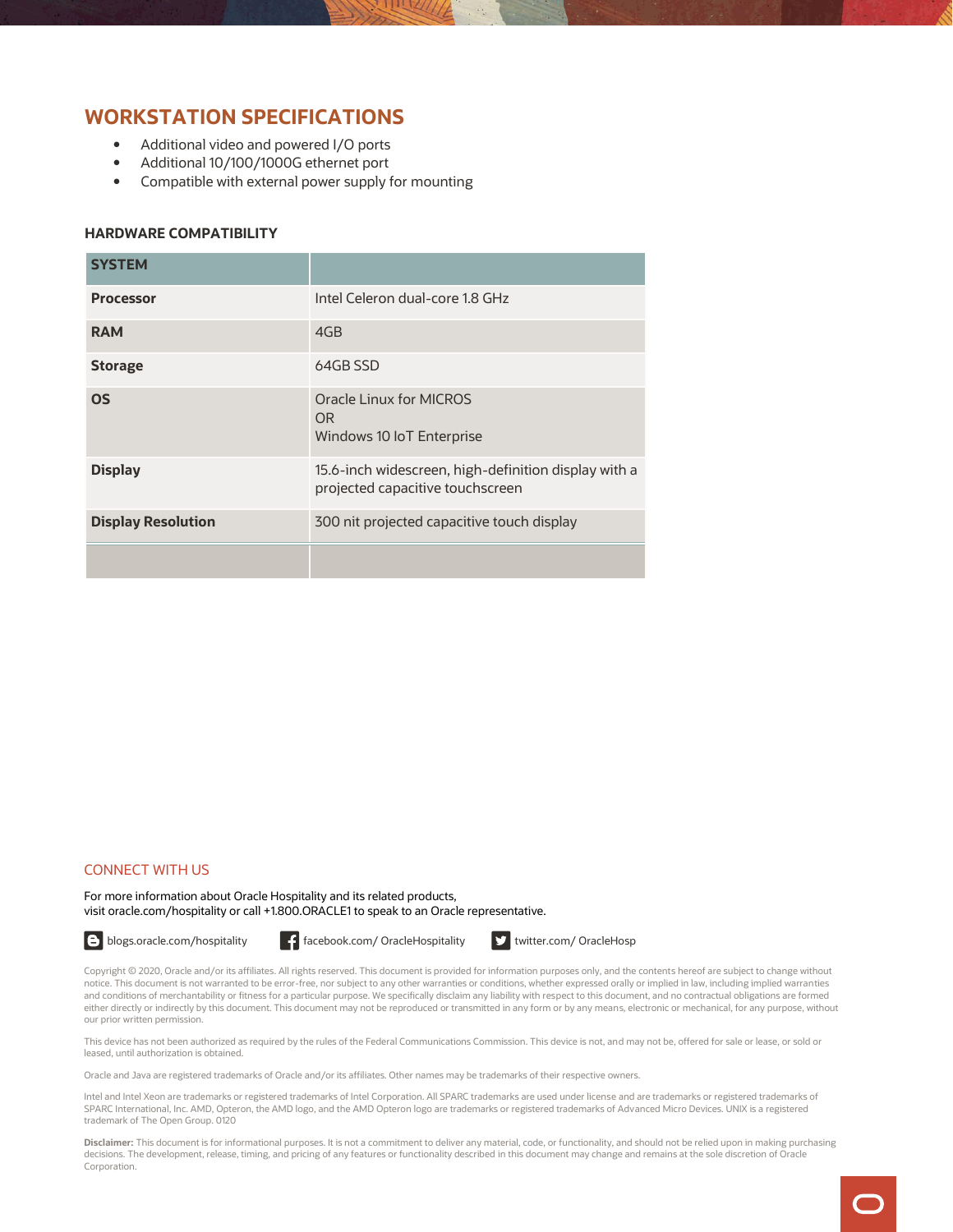## WORKSTATION SPECIFICATIONS

- Additional video and powered I/O ports
- Additional 10/100/1000G ethernet port
- Compatible with external power supply for mounting

### HARDWARE COMPATIBILITY

| SYSTEM | |
|---|---|
| **Processor** | Intel Celeron dual-core 1.8 GHz |
| **RAM** | 4GB |
| **Storage** | 64GB SSD |
| **OS** | Oracle Linux for MICROS<br>OR<br>Windows 10 IoT Enterprise |
| **Display** | 15.6-inch widescreen, high-definition display with a projected capacitive touchscreen |
| **Display Resolution** | 300 nit projected capacitive touch display |
| | |

## CONNECT WITH US

For more information about Oracle Hospitality and its related products,
visit oracle.com/hospitality or call +1.800.ORACLE1 to speak to an Oracle representative.

blogs.oracle.com/hospitality    facebook.com/ OracleHospitality    twitter.com/ OracleHosp

Copyright © 2020, Oracle and/or its affiliates. All rights reserved. This document is provided for information purposes only, and the contents hereof are subject to change without notice. This document is not warranted to be error-free, nor subject to any other warranties or conditions, whether expressed orally or implied in law, including implied warranties and conditions of merchantability or fitness for a particular purpose. We specifically disclaim any liability with respect to this document, and no contractual obligations are formed either directly or indirectly by this document. This document may not be reproduced or transmitted in any form or by any means, electronic or mechanical, for any purpose, without our prior written permission.

This device has not been authorized as required by the rules of the Federal Communications Commission. This device is not, and may not be, offered for sale or lease, or sold or leased, until authorization is obtained.

Oracle and Java are registered trademarks of Oracle and/or its affiliates. Other names may be trademarks of their respective owners.

Intel and Intel Xeon are trademarks or registered trademarks of Intel Corporation. All SPARC trademarks are used under license and are trademarks or registered trademarks of SPARC International, Inc. AMD, Opteron, the AMD logo, and the AMD Opteron logo are trademarks or registered trademarks of Advanced Micro Devices. UNIX is a registered trademark of The Open Group. 0120

**Disclaimer:** This document is for informational purposes. It is not a commitment to deliver any material, code, or functionality, and should not be relied upon in making purchasing decisions. The development, release, timing, and pricing of any features or functionality described in this document may change and remains at the sole discretion of Oracle Corporation.